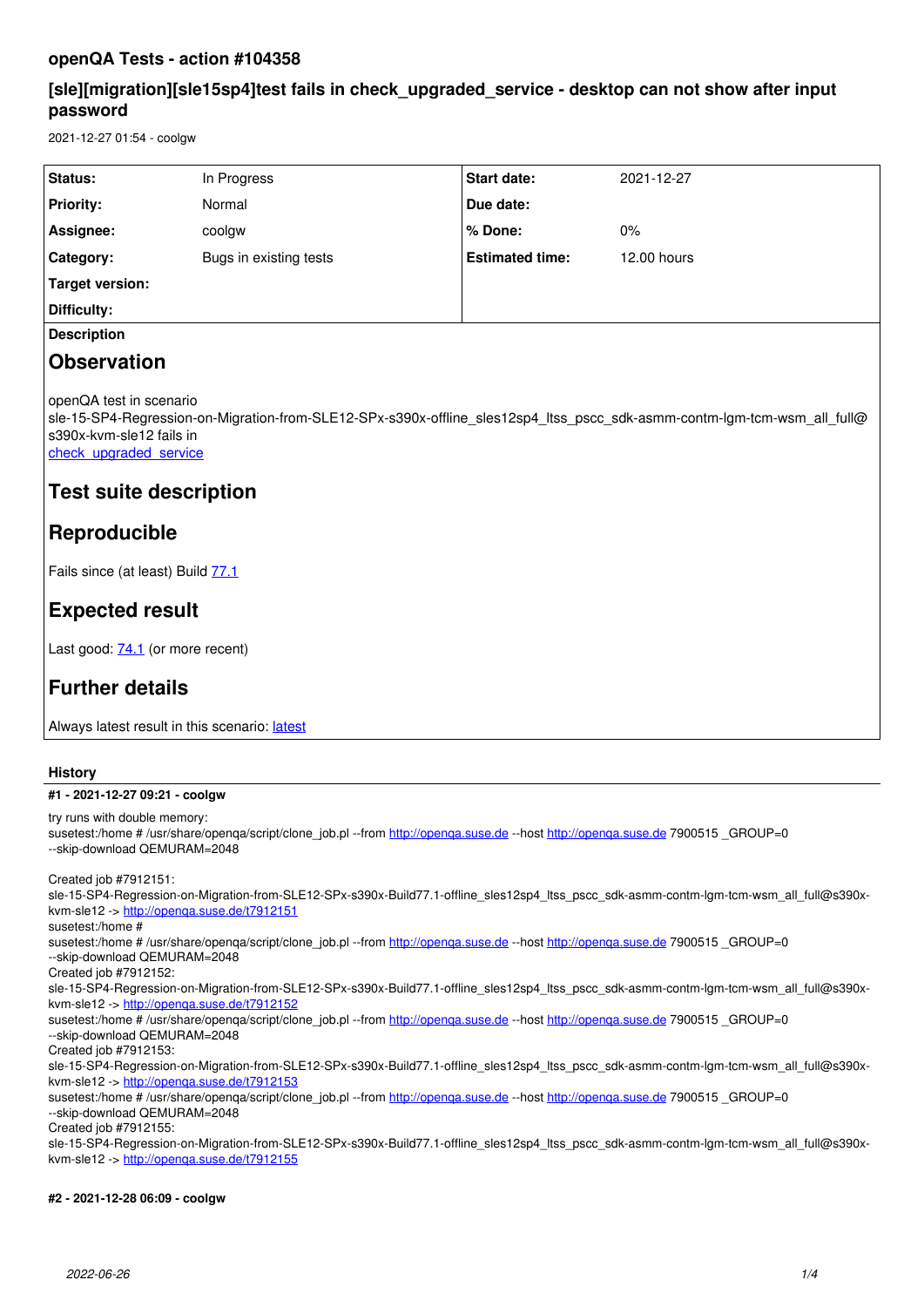# openQA Tests - action #104358

## [sle][migration][sle15sp4]test fails in check_upgraded_service - desktop can not show after input password

2021-12-27 01:54 - coolgw

| | | | |
|---|---|---|---|
| **Status:** | In Progress | **Start date:** | 2021-12-27 |
| **Priority:** | Normal | **Due date:** | |
| **Assignee:** | coolgw | **% Done:** | 0% |
| **Category:** | Bugs in existing tests | **Estimated time:** | 12.00 hours |
| **Target version:** | | | |
| **Difficulty:** | | | |

**Description**

## Observation

openQA test in scenario sle-15-SP4-Regression-on-Migration-from-SLE12-SPx-s390x-offline_sles12sp4_ltss_pscc_sdk-asmm-contm-lgm-tcm-wsm_all_full@s390x-kvm-sle12 fails in
check_upgraded_service

## Test suite description

## Reproducible

Fails since (at least) Build 77.1

## Expected result

Last good: 74.1 (or more recent)

## Further details

Always latest result in this scenario: latest

### History

#### #1 - 2021-12-27 09:21 - coolgw

try runs with double memory:
susetest:/home # /usr/share/openqa/script/clone_job.pl --from http://openqa.suse.de --host http://openqa.suse.de 7900515 _GROUP=0 --skip-download QEMURAM=2048

Created job #7912151:
sle-15-SP4-Regression-on-Migration-from-SLE12-SPx-s390x-Build77.1-offline_sles12sp4_ltss_pscc_sdk-asmm-contm-lgm-tcm-wsm_all_full@s390x-kvm-sle12 -> http://openqa.suse.de/t7912151
susetest:/home #
susetest:/home # /usr/share/openqa/script/clone_job.pl --from http://openqa.suse.de --host http://openqa.suse.de 7900515 _GROUP=0 --skip-download QEMURAM=2048
Created job #7912152:
sle-15-SP4-Regression-on-Migration-from-SLE12-SPx-s390x-Build77.1-offline_sles12sp4_ltss_pscc_sdk-asmm-contm-lgm-tcm-wsm_all_full@s390x-kvm-sle12 -> http://openqa.suse.de/t7912152
susetest:/home # /usr/share/openqa/script/clone_job.pl --from http://openqa.suse.de --host http://openqa.suse.de 7900515 _GROUP=0 --skip-download QEMURAM=2048
Created job #7912153:
sle-15-SP4-Regression-on-Migration-from-SLE12-SPx-s390x-Build77.1-offline_sles12sp4_ltss_pscc_sdk-asmm-contm-lgm-tcm-wsm_all_full@s390x-kvm-sle12 -> http://openqa.suse.de/t7912153
susetest:/home # /usr/share/openqa/script/clone_job.pl --from http://openqa.suse.de --host http://openqa.suse.de 7900515 _GROUP=0 --skip-download QEMURAM=2048
Created job #7912155:
sle-15-SP4-Regression-on-Migration-from-SLE12-SPx-s390x-Build77.1-offline_sles12sp4_ltss_pscc_sdk-asmm-contm-lgm-tcm-wsm_all_full@s390x-kvm-sle12 -> http://openqa.suse.de/t7912155

#### #2 - 2021-12-28 06:09 - coolgw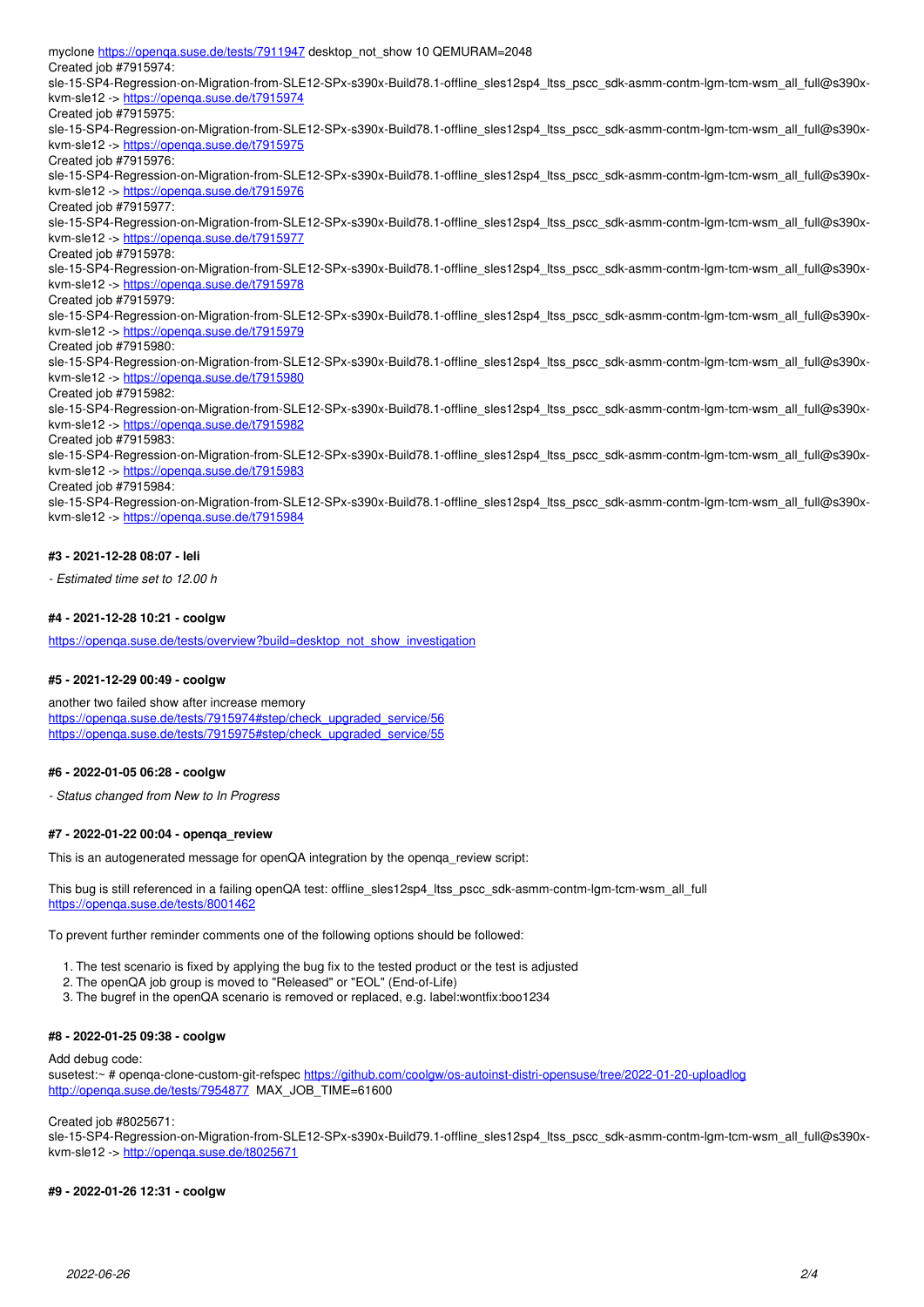myclone https://openqa.suse.de/tests/7911947 desktop_not_show 10 QEMURAM=2048

Created job #7915974: sle-15-SP4-Regression-on-Migration-from-SLE12-SPx-s390x-Build78.1-offline_sles12sp4_ltss_pscc_sdk-asmm-contm-lgm-tcm-wsm_all_full@s390x-kvm-sle12 -> https://openqa.suse.de/t7915974

Created job #7915975: sle-15-SP4-Regression-on-Migration-from-SLE12-SPx-s390x-Build78.1-offline_sles12sp4_ltss_pscc_sdk-asmm-contm-lgm-tcm-wsm_all_full@s390x-kvm-sle12 -> https://openqa.suse.de/t7915975

Created job #7915976: sle-15-SP4-Regression-on-Migration-from-SLE12-SPx-s390x-Build78.1-offline_sles12sp4_ltss_pscc_sdk-asmm-contm-lgm-tcm-wsm_all_full@s390x-kvm-sle12 -> https://openqa.suse.de/t7915976

Created job #7915977: sle-15-SP4-Regression-on-Migration-from-SLE12-SPx-s390x-Build78.1-offline_sles12sp4_ltss_pscc_sdk-asmm-contm-lgm-tcm-wsm_all_full@s390x-kvm-sle12 -> https://openqa.suse.de/t7915977

Created job #7915978: sle-15-SP4-Regression-on-Migration-from-SLE12-SPx-s390x-Build78.1-offline_sles12sp4_ltss_pscc_sdk-asmm-contm-lgm-tcm-wsm_all_full@s390x-kvm-sle12 -> https://openqa.suse.de/t7915978

Created job #7915979: sle-15-SP4-Regression-on-Migration-from-SLE12-SPx-s390x-Build78.1-offline_sles12sp4_ltss_pscc_sdk-asmm-contm-lgm-tcm-wsm_all_full@s390x-kvm-sle12 -> https://openqa.suse.de/t7915979

Created job #7915980: sle-15-SP4-Regression-on-Migration-from-SLE12-SPx-s390x-Build78.1-offline_sles12sp4_ltss_pscc_sdk-asmm-contm-lgm-tcm-wsm_all_full@s390x-kvm-sle12 -> https://openqa.suse.de/t7915980

Created job #7915982: sle-15-SP4-Regression-on-Migration-from-SLE12-SPx-s390x-Build78.1-offline_sles12sp4_ltss_pscc_sdk-asmm-contm-lgm-tcm-wsm_all_full@s390x-kvm-sle12 -> https://openqa.suse.de/t7915982

Created job #7915983: sle-15-SP4-Regression-on-Migration-from-SLE12-SPx-s390x-Build78.1-offline_sles12sp4_ltss_pscc_sdk-asmm-contm-lgm-tcm-wsm_all_full@s390x-kvm-sle12 -> https://openqa.suse.de/t7915983

Created job #7915984: sle-15-SP4-Regression-on-Migration-from-SLE12-SPx-s390x-Build78.1-offline_sles12sp4_ltss_pscc_sdk-asmm-contm-lgm-tcm-wsm_all_full@s390x-kvm-sle12 -> https://openqa.suse.de/t7915984

#### #3 - 2021-12-28 08:07 - leli

*- Estimated time set to 12.00 h*

#### #4 - 2021-12-28 10:21 - coolgw

https://openqa.suse.de/tests/overview?build=desktop_not_show_investigation

#### #5 - 2021-12-29 00:49 - coolgw

another two failed show after increase memory
https://openqa.suse.de/tests/7915974#step/check_upgraded_service/56
https://openqa.suse.de/tests/7915975#step/check_upgraded_service/55

#### #6 - 2022-01-05 06:28 - coolgw

*- Status changed from New to In Progress*

#### #7 - 2022-01-22 00:04 - openqa_review

This is an autogenerated message for openQA integration by the openqa_review script:

This bug is still referenced in a failing openQA test: offline_sles12sp4_ltss_pscc_sdk-asmm-contm-lgm-tcm-wsm_all_full
https://openqa.suse.de/tests/8001462

To prevent further reminder comments one of the following options should be followed:

1. The test scenario is fixed by applying the bug fix to the tested product or the test is adjusted
2. The openQA job group is moved to "Released" or "EOL" (End-of-Life)
3. The bugref in the openQA scenario is removed or replaced, e.g. label:wontfix:boo1234

#### #8 - 2022-01-25 09:38 - coolgw

Add debug code:
susetest:~ # openqa-clone-custom-git-refspec https://github.com/coolgw/os-autoinst-distri-opensuse/tree/2022-01-20-uploadlog http://openqa.suse.de/tests/7954877 MAX_JOB_TIME=61600

Created job #8025671: sle-15-SP4-Regression-on-Migration-from-SLE12-SPx-s390x-Build79.1-offline_sles12sp4_ltss_pscc_sdk-asmm-contm-lgm-tcm-wsm_all_full@s390x-kvm-sle12 -> http://openqa.suse.de/t8025671

#### #9 - 2022-01-26 12:31 - coolgw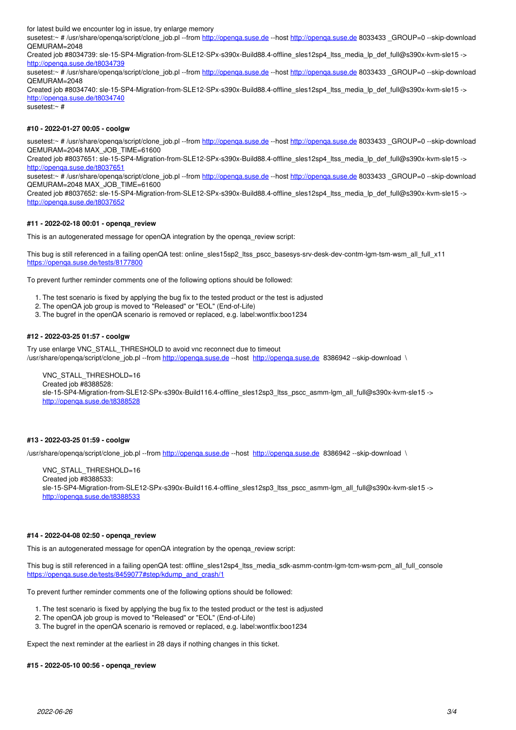for latest build we encounter log in issue, try enlarge memory
susetest:~ # /usr/share/openqa/script/clone_job.pl --from http://openqa.suse.de --host http://openqa.suse.de 8033433 _GROUP=0 --skip-download QEMURAM=2048
Created job #8034739: sle-15-SP4-Migration-from-SLE12-SPx-s390x-Build88.4-offline_sles12sp4_ltss_media_lp_def_full@s390x-kvm-sle15 -> http://openqa.suse.de/t8034739
susetest:~ # /usr/share/openqa/script/clone_job.pl --from http://openqa.suse.de --host http://openqa.suse.de 8033433 _GROUP=0 --skip-download QEMURAM=2048
Created job #8034740: sle-15-SP4-Migration-from-SLE12-SPx-s390x-Build88.4-offline_sles12sp4_ltss_media_lp_def_full@s390x-kvm-sle15 -> http://openqa.suse.de/t8034740
susetest:~ #

#### #10 - 2022-01-27 00:05 - coolgw

susetest:~ # /usr/share/openqa/script/clone_job.pl --from http://openqa.suse.de --host http://openqa.suse.de 8033433 _GROUP=0 --skip-download QEMURAM=2048 MAX_JOB_TIME=61600
Created job #8037651: sle-15-SP4-Migration-from-SLE12-SPx-s390x-Build88.4-offline_sles12sp4_ltss_media_lp_def_full@s390x-kvm-sle15 -> http://openqa.suse.de/t8037651
susetest:~ # /usr/share/openqa/script/clone_job.pl --from http://openqa.suse.de --host http://openqa.suse.de 8033433 _GROUP=0 --skip-download QEMURAM=2048 MAX_JOB_TIME=61600
Created job #8037652: sle-15-SP4-Migration-from-SLE12-SPx-s390x-Build88.4-offline_sles12sp4_ltss_media_lp_def_full@s390x-kvm-sle15 -> http://openqa.suse.de/t8037652

#### #11 - 2022-02-18 00:01 - openqa_review

This is an autogenerated message for openQA integration by the openqa_review script:

This bug is still referenced in a failing openQA test: online_sles15sp2_ltss_pscc_basesys-srv-desk-dev-contm-lgm-tsm-wsm_all_full_x11
https://openqa.suse.de/tests/8177800

To prevent further reminder comments one of the following options should be followed:

1. The test scenario is fixed by applying the bug fix to the tested product or the test is adjusted
2. The openQA job group is moved to "Released" or "EOL" (End-of-Life)
3. The bugref in the openQA scenario is removed or replaced, e.g. label:wontfix:boo1234

#### #12 - 2022-03-25 01:57 - coolgw

Try use enlarge VNC_STALL_THRESHOLD to avoid vnc reconnect due to timeout
/usr/share/openqa/script/clone_job.pl --from http://openqa.suse.de --host http://openqa.suse.de 8386942 --skip-download \

```
VNC_STALL_THRESHOLD=16
Created job #8388528:
sle-15-SP4-Migration-from-SLE12-SPx-s390x-Build116.4-offline_sles12sp3_ltss_pscc_asmm-lgm_all_full@s390x-kvm-sle15 ->
http://openqa.suse.de/t8388528
```

#### #13 - 2022-03-25 01:59 - coolgw

/usr/share/openqa/script/clone_job.pl --from http://openqa.suse.de --host http://openqa.suse.de 8386942 --skip-download \

```
VNC_STALL_THRESHOLD=16
Created job #8388533:
sle-15-SP4-Migration-from-SLE12-SPx-s390x-Build116.4-offline_sles12sp3_ltss_pscc_asmm-lgm_all_full@s390x-kvm-sle15 ->
http://openqa.suse.de/t8388533
```

#### #14 - 2022-04-08 02:50 - openqa_review

This is an autogenerated message for openQA integration by the openqa_review script:

This bug is still referenced in a failing openQA test: offline_sles12sp4_ltss_media_sdk-asmm-contm-lgm-tcm-wsm-pcm_all_full_console
https://openqa.suse.de/tests/8459077#step/kdump_and_crash/1

To prevent further reminder comments one of the following options should be followed:

1. The test scenario is fixed by applying the bug fix to the tested product or the test is adjusted
2. The openQA job group is moved to "Released" or "EOL" (End-of-Life)
3. The bugref in the openQA scenario is removed or replaced, e.g. label:wontfix:boo1234

Expect the next reminder at the earliest in 28 days if nothing changes in this ticket.

#### #15 - 2022-05-10 00:56 - openqa_review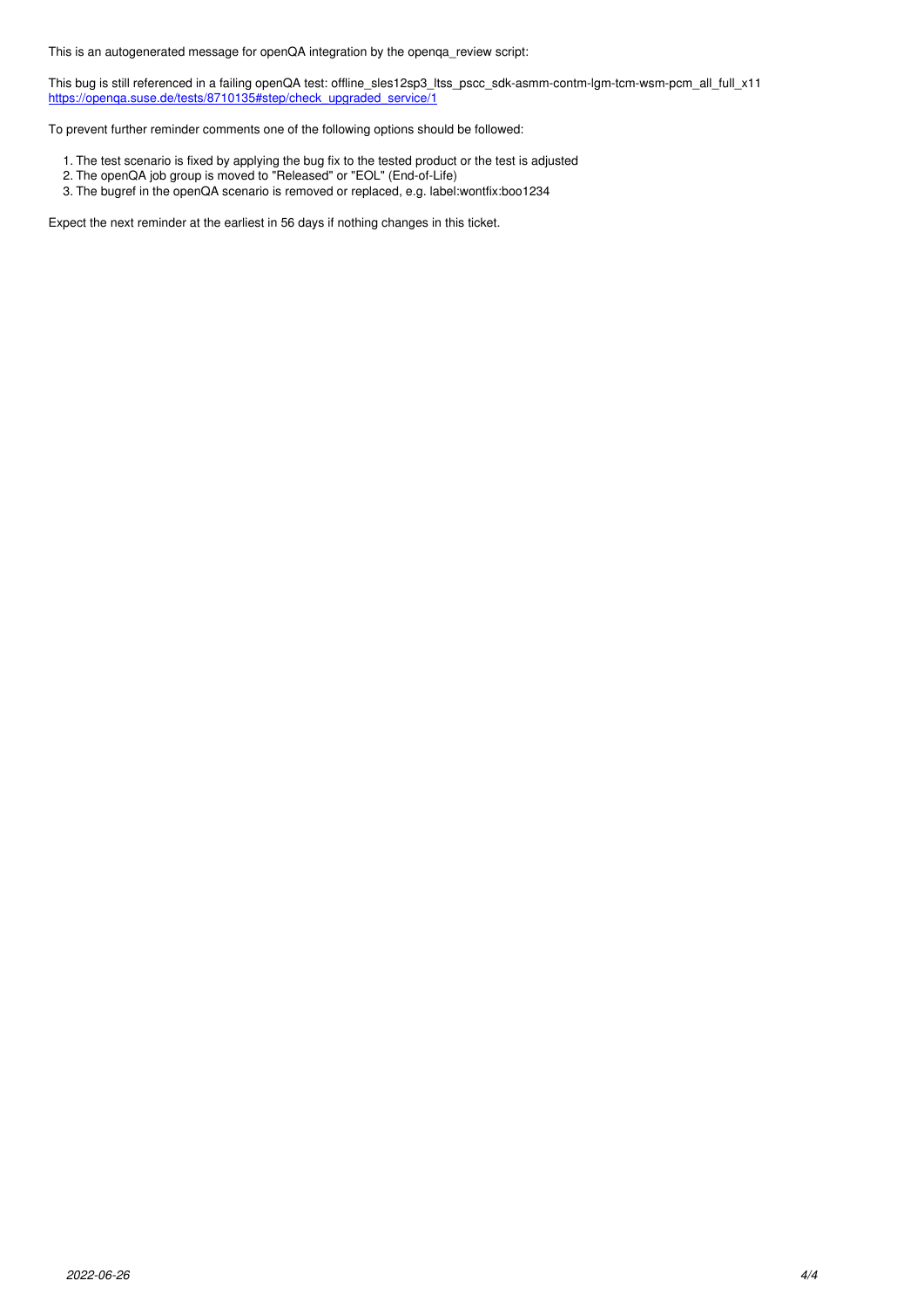This is an autogenerated message for openQA integration by the openqa_review script:

This bug is still referenced in a failing openQA test: offline_sles12sp3_ltss_pscc_sdk-asmm-contm-lgm-tcm-wsm-pcm_all_full_x11
https://openqa.suse.de/tests/8710135#step/check_upgraded_service/1

To prevent further reminder comments one of the following options should be followed:

1. The test scenario is fixed by applying the bug fix to the tested product or the test is adjusted
2. The openQA job group is moved to "Released" or "EOL" (End-of-Life)
3. The bugref in the openQA scenario is removed or replaced, e.g. label:wontfix:boo1234

Expect the next reminder at the earliest in 56 days if nothing changes in this ticket.